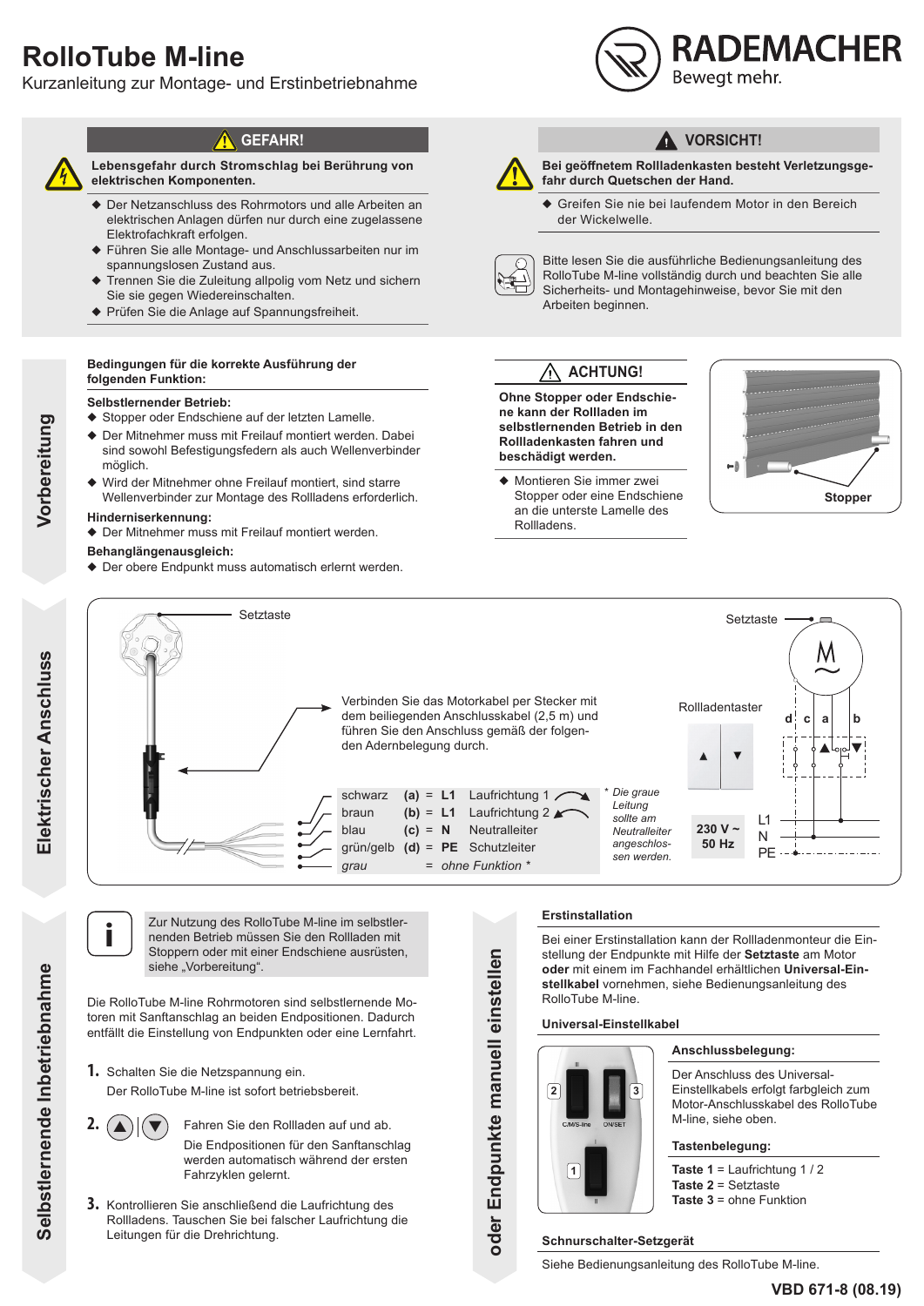# RolloTube M-line

Kurzanleitung zur Montage- und Erstinbetriebnahme

RADEMACHER
Bewegt mehr.

## GEFAHR!

**Lebensgefahr durch Stromschlag bei Berührung von elektrischen Komponenten.**

- Der Netzanschluss des Rohrmotors und alle Arbeiten an elektrischen Anlagen dürfen nur durch eine zugelassene Elektrofachkraft erfolgen.
- Führen Sie alle Montage- und Anschlussarbeiten nur im spannungslosen Zustand aus.
- Trennen Sie die Zuleitung allpolig vom Netz und sichern Sie sie gegen Wiedereinschalten.
- Prüfen Sie die Anlage auf Spannungsfreiheit.

## VORSICHT!

**Bei geöffnetem Rollladenkasten besteht Verletzungsgefahr durch Quetschen der Hand.**

- Greifen Sie nie bei laufendem Motor in den Bereich der Wickelwelle.

Bitte lesen Sie die ausführliche Bedienungsanleitung des RolloTube M-line vollständig durch und beachten Sie alle Sicherheits- und Montagehinweise, bevor Sie mit den Arbeiten beginnen.

## Vorbereitung

**Bedingungen für die korrekte Ausführung der folgenden Funktion:**

**Selbstlernender Betrieb:**
- Stopper oder Endschiene auf der letzten Lamelle.
- Der Mitnehmer muss mit Freilauf montiert werden. Dabei sind sowohl Befestigungsfedern als auch Wellenverbinder möglich.
- Wird der Mitnehmer ohne Freilauf montiert, sind starre Wellenverbinder zur Montage des Rollladens erforderlich.

**Hinderniserkennung:**
- Der Mitnehmer muss mit Freilauf montiert werden.

**Behanglängenausgleich:**
- Der obere Endpunkt muss automatisch erlernt werden.

### ACHTUNG!

**Ohne Stopper oder Endschiene kann der Rollladen im selbstlernenden Betrieb in den Rollladenkasten fahren und beschädigt werden.**

- Montieren Sie immer zwei Stopper oder eine Endschiene an die unterste Lamelle des Rollladens.

Stopper

## Elektrischer Anschluss

Setztaste

Verbinden Sie das Motorkabel per Stecker mit dem beiliegenden Anschlusskabel (2,5 m) und führen Sie den Anschluss gemäß der folgenden Adernbelegung durch.

| Farbe | | | | |
|---|---|---|---|---|
| schwarz | (a) | = | L1 | Laufrichtung 1 |
| braun | (b) | = | L1 | Laufrichtung 2 |
| blau | (c) | = | N | Neutralleiter |
| grün/gelb | (d) | = | PE | Schutzleiter |
| *grau* | | = | | *ohne Funktion* * |

\* *Die graue Leitung sollte am Neutralleiter angeschlossen werden.*

Setztaste, Rollladentaster, d c a b, 230 V ~ 50 Hz, L1, N, PE

## Selbstlernende Inbetriebnahme

Zur Nutzung des RolloTube M-line im selbstlernenden Betrieb müssen Sie den Rollladen mit Stoppern oder mit einer Endschiene ausrüsten, siehe „Vorbereitung".

Die RolloTube M-line Rohrmotoren sind selbstlernende Motoren mit Sanftanschlag an beiden Endpositionen. Dadurch entfällt die Einstellung von Endpunkten oder eine Lernfahrt.

1. Schalten Sie die Netzspannung ein.
   Der RolloTube M-line ist sofort betriebsbereit.
2. ▲ | ▼ Fahren Sie den Rollladen auf und ab.
   Die Endpositionen für den Sanftanschlag werden automatisch während der ersten Fahrzyklen gelernt.
3. Kontrollieren Sie anschließend die Laufrichtung des Rollladens. Tauschen Sie bei falscher Laufrichtung die Leitungen für die Drehrichtung.

## oder Endpunkte manuell einstellen

### Erstinstallation

Bei einer Erstinstallation kann der Rollladenmonteur die Einstellung der Endpunkte mit Hilfe der **Setztaste** am Motor **oder** mit einem im Fachhandel erhältlichen **Universal-Einstellkabel** vornehmen, siehe Bedienungsanleitung des RolloTube M-line.

### Universal-Einstellkabel

**Anschlussbelegung:**

Der Anschluss des Universal-Einstellkabels erfolgt farbgleich zum Motor-Anschlusskabel des RolloTube M-line, siehe oben.

**Tastenbelegung:**

**Taste 1** = Laufrichtung 1 / 2
**Taste 2** = Setztaste
**Taste 3** = ohne Funktion

### Schnurschalter-Setzgerät

Siehe Bedienungsanleitung des RolloTube M-line.

VBD 671-8 (08.19)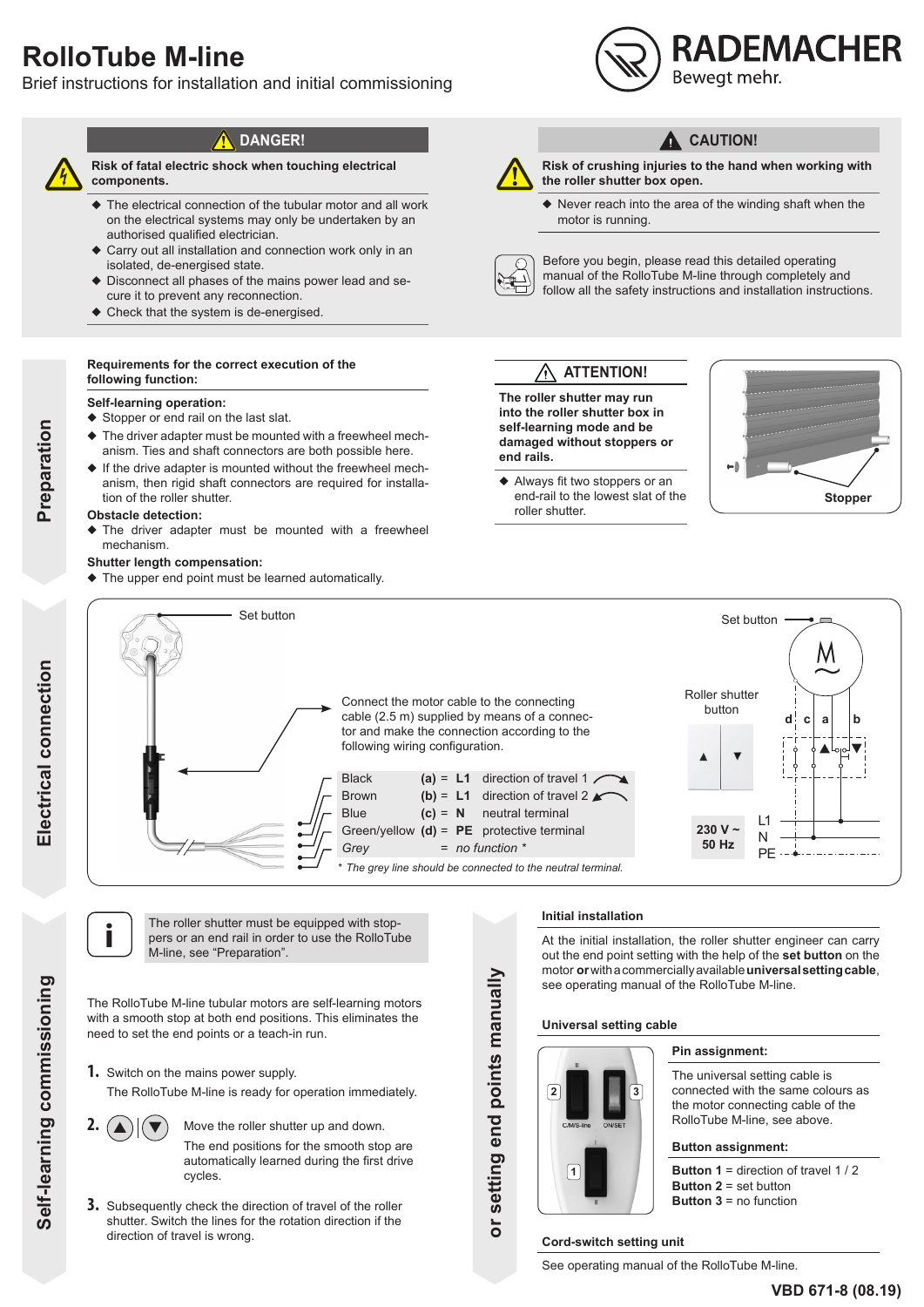# RolloTube M-line

Brief instructions for installation and initial commissioning

RADEMACHER
Bewegt mehr.

## ⚠ DANGER!

**Risk of fatal electric shock when touching electrical components.**

- The electrical connection of the tubular motor and all work on the electrical systems may only be undertaken by an authorised qualified electrician.
- Carry out all installation and connection work only in an isolated, de-energised state.
- Disconnect all phases of the mains power lead and secure it to prevent any reconnection.
- Check that the system is de-energised.

## ⚠ CAUTION!

**Risk of crushing injuries to the hand when working with the roller shutter box open.**

- Never reach into the area of the winding shaft when the motor is running.

Before you begin, please read this detailed operating manual of the RolloTube M-line through completely and follow all the safety instructions and installation instructions.

## Preparation

**Requirements for the correct execution of the following function:**

**Self-learning operation:**

- Stopper or end rail on the last slat.
- The driver adapter must be mounted with a freewheel mechanism. Ties and shaft connectors are both possible here.
- If the drive adapter is mounted without the freewheel mechanism, then rigid shaft connectors are required for installation of the roller shutter.

**Obstacle detection:**

- The driver adapter must be mounted with a freewheel mechanism.

**Shutter length compensation:**

- The upper end point must be learned automatically.

### ⚠ ATTENTION!

**The roller shutter may run into the roller shutter box in self-learning mode and be damaged without stoppers or end rails.**

- Always fit two stoppers or an end-rail to the lowest slat of the roller shutter.

Stopper

## Electrical connection

Set button

Connect the motor cable to the connecting cable (2.5 m) supplied by means of a connector and make the connection according to the following wiring configuration.

| | | | |
|---|---|---|---|
| Black | (a) = | **L1** | direction of travel 1 |
| Brown | (b) = | **L1** | direction of travel 2 |
| Blue | (c) = | **N** | neutral terminal |
| Green/yellow | (d) = | **PE** | protective terminal |
| *Grey* | = | | *no function* * |

*\* The grey line should be connected to the neutral terminal.*

Set button

M

Roller shutter button

d c a b

230 V ~
50 Hz

L1
N
PE

## Self-learning commissioning

The roller shutter must be equipped with stoppers or an end rail in order to use the RolloTube M-line, see "Preparation".

The RolloTube M-line tubular motors are self-learning motors with a smooth stop at both end positions. This eliminates the need to set the end points or a teach-in run.

1. Switch on the mains power supply.
   The RolloTube M-line is ready for operation immediately.
2. ▲ ▼ Move the roller shutter up and down.
   The end positions for the smooth stop are automatically learned during the first drive cycles.
3. Subsequently check the direction of travel of the roller shutter. Switch the lines for the rotation direction if the direction of travel is wrong.

## or setting end points manually

### Initial installation

At the initial installation, the roller shutter engineer can carry out the end point setting with the help of the **set button** on the motor **or** with a commercially available **universal setting cable**, see operating manual of the RolloTube M-line.

### Universal setting cable

2 3 1
C/M/S-line ON/SET

**Pin assignment:**

The universal setting cable is connected with the same colours as the motor connecting cable of the RolloTube M-line, see above.

**Button assignment:**

**Button 1** = direction of travel 1 / 2
**Button 2** = set button
**Button 3** = no function

### Cord-switch setting unit

See operating manual of the RolloTube M-line.

VBD 671-8 (08.19)